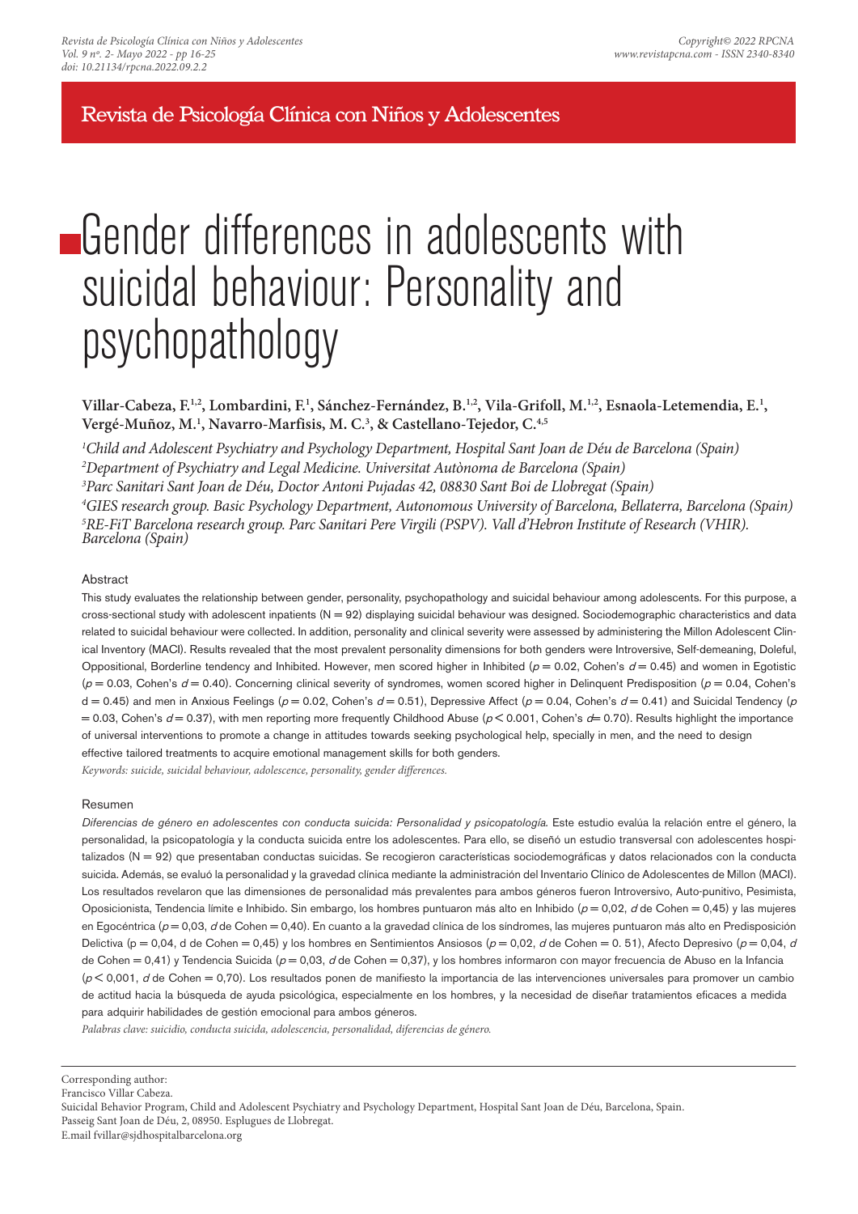# Gender differences in adolescents with suicidal behaviour: Personality and psychopathology

**Villar-Cabeza, F.[1,2], Lombardini, F.[1], Sánchez-Fernández, B.[1,2], Vila-Grifoll, M.[1,2], Esnaola-Letemendia, E.[1], Vergé-Muñoz, M.[1], Navarro-Marfisis, M. C.[3], & Castellano-Tejedor, C.[4,5]**

*[1]Child and Adolescent Psychiatry and Psychology Department, Hospital Sant Joan de Déu de Barcelona (Spain)*
*[2]Department of Psychiatry and Legal Medicine. Universitat Autònoma de Barcelona (Spain)*
*[3]Parc Sanitari Sant Joan de Déu, Doctor Antoni Pujadas 42, 08830 Sant Boi de Llobregat (Spain)*
*[4]GIES research group. Basic Psychology Department, Autonomous University of Barcelona, Bellaterra, Barcelona (Spain)*
*[5]RE-FiT Barcelona research group. Parc Sanitari Pere Virgili (PSPV). Vall d'Hebron Institute of Research (VHIR). Barcelona (Spain)*

## Abstract

This study evaluates the relationship between gender, personality, psychopathology and suicidal behaviour among adolescents. For this purpose, a cross-sectional study with adolescent inpatients (N = 92) displaying suicidal behaviour was designed. Sociodemographic characteristics and data related to suicidal behaviour were collected. In addition, personality and clinical severity were assessed by administering the Millon Adolescent Clinical Inventory (MACI). Results revealed that the most prevalent personality dimensions for both genders were Introversive, Self-demeaning, Doleful, Oppositional, Borderline tendency and Inhibited. However, men scored higher in Inhibited ($p = 0.02$, Cohen's $d = 0.45$) and women in Egotistic ($p = 0.03$, Cohen's $d = 0.40$). Concerning clinical severity of syndromes, women scored higher in Delinquent Predisposition ($p = 0.04$, Cohen's $d = 0.45$) and men in Anxious Feelings ($p = 0.02$, Cohen's $d = 0.51$), Depressive Affect ($p = 0.04$, Cohen's $d = 0.41$) and Suicidal Tendency ($p = 0.03$, Cohen's $d = 0.37$), with men reporting more frequently Childhood Abuse ($p < 0.001$, Cohen's $d = 0.70$). Results highlight the importance of universal interventions to promote a change in attitudes towards seeking psychological help, specially in men, and the need to design effective tailored treatments to acquire emotional management skills for both genders.

*Keywords: suicide, suicidal behaviour, adolescence, personality, gender differences.*

## Resumen

*Diferencias de género en adolescentes con conducta suicida: Personalidad y psicopatología.* Este estudio evalúa la relación entre el género, la personalidad, la psicopatología y la conducta suicida entre los adolescentes. Para ello, se diseñó un estudio transversal con adolescentes hospitalizados (N = 92) que presentaban conductas suicidas. Se recogieron características sociodemográficas y datos relacionados con la conducta suicida. Además, se evaluó la personalidad y la gravedad clínica mediante la administración del Inventario Clínico de Adolescentes de Millon (MACI). Los resultados revelaron que las dimensiones de personalidad más prevalentes para ambos géneros fueron Introversivo, Auto-punitivo, Pesimista, Oposicionista, Tendencia límite e Inhibido. Sin embargo, los hombres puntuaron más alto en Inhibido ($p = 0{,}02$, $d$ de Cohen = 0,45) y las mujeres en Egocéntrica ($p = 0{,}03$, $d$ de Cohen = 0,40). En cuanto a la gravedad clínica de los síndromes, las mujeres puntuaron más alto en Predisposición Delictiva (p = 0,04, d de Cohen = 0,45) y los hombres en Sentimientos Ansiosos ($p = 0{,}02$, $d$ de Cohen = 0. 51), Afecto Depresivo ($p = 0{,}04$, $d$ de Cohen = 0,41) y Tendencia Suicida ($p = 0{,}03$, $d$ de Cohen = 0,37), y los hombres informaron con mayor frecuencia de Abuso en la Infancia ($p < 0{,}001$, $d$ de Cohen = 0,70). Los resultados ponen de manifiesto la importancia de las intervenciones universales para promover un cambio de actitud hacia la búsqueda de ayuda psicológica, especialmente en los hombres, y la necesidad de diseñar tratamientos eficaces a medida para adquirir habilidades de gestión emocional para ambos géneros.

*Palabras clave: suicidio, conducta suicida, adolescencia, personalidad, diferencias de género.*

---

Corresponding author:
Francisco Villar Cabeza.
Suicidal Behavior Program, Child and Adolescent Psychiatry and Psychology Department, Hospital Sant Joan de Déu, Barcelona, Spain.
Passeig Sant Joan de Déu, 2, 08950. Esplugues de Llobregat.
E.mail fvillar@sjdhospitalbarcelona.org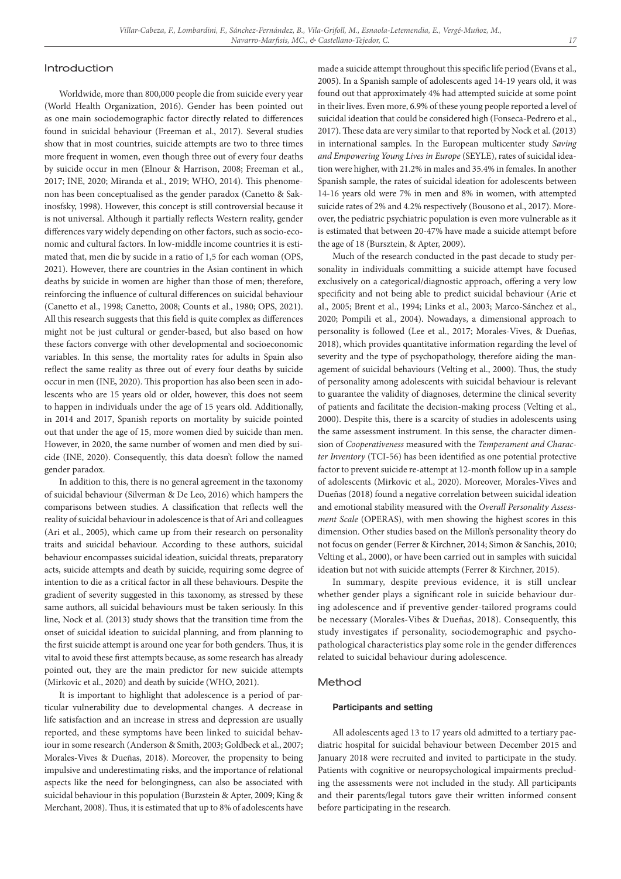## Introduction

Worldwide, more than 800,000 people die from suicide every year (World Health Organization, 2016). Gender has been pointed out as one main sociodemographic factor directly related to differences found in suicidal behaviour (Freeman et al., 2017). Several studies show that in most countries, suicide attempts are two to three times more frequent in women, even though three out of every four deaths by suicide occur in men (Elnour & Harrison, 2008; Freeman et al., 2017; INE, 2020; Miranda et al., 2019; WHO, 2014). This phenomenon has been conceptualised as the gender paradox (Canetto & Sakinosfsky, 1998). However, this concept is still controversial because it is not universal. Although it partially reflects Western reality, gender differences vary widely depending on other factors, such as socio-economic and cultural factors. In low-middle income countries it is estimated that, men die by suicide in a ratio of 1,5 for each woman (OPS, 2021). However, there are countries in the Asian continent in which deaths by suicide in women are higher than those of men; therefore, reinforcing the influence of cultural differences on suicidal behaviour (Canetto et al., 1998; Canetto, 2008; Counts et al., 1980; OPS, 2021). All this research suggests that this field is quite complex as differences might not be just cultural or gender-based, but also based on how these factors converge with other developmental and socioeconomic variables. In this sense, the mortality rates for adults in Spain also reflect the same reality as three out of every four deaths by suicide occur in men (INE, 2020). This proportion has also been seen in adolescents who are 15 years old or older, however, this does not seem to happen in individuals under the age of 15 years old. Additionally, in 2014 and 2017, Spanish reports on mortality by suicide pointed out that under the age of 15, more women died by suicide than men. However, in 2020, the same number of women and men died by suicide (INE, 2020). Consequently, this data doesn't follow the named gender paradox.

In addition to this, there is no general agreement in the taxonomy of suicidal behaviour (Silverman & De Leo, 2016) which hampers the comparisons between studies. A classification that reflects well the reality of suicidal behaviour in adolescence is that of Ari and colleagues (Ari et al., 2005), which came up from their research on personality traits and suicidal behaviour. According to these authors, suicidal behaviour encompasses suicidal ideation, suicidal threats, preparatory acts, suicide attempts and death by suicide, requiring some degree of intention to die as a critical factor in all these behaviours. Despite the gradient of severity suggested in this taxonomy, as stressed by these same authors, all suicidal behaviours must be taken seriously. In this line, Nock et al. (2013) study shows that the transition time from the onset of suicidal ideation to suicidal planning, and from planning to the first suicide attempt is around one year for both genders. Thus, it is vital to avoid these first attempts because, as some research has already pointed out, they are the main predictor for new suicide attempts (Mirkovic et al., 2020) and death by suicide (WHO, 2021).

It is important to highlight that adolescence is a period of particular vulnerability due to developmental changes. A decrease in life satisfaction and an increase in stress and depression are usually reported, and these symptoms have been linked to suicidal behaviour in some research (Anderson & Smith, 2003; Goldbeck et al., 2007; Morales-Vives & Dueñas, 2018). Moreover, the propensity to being impulsive and underestimating risks, and the importance of relational aspects like the need for belongingness, can also be associated with suicidal behaviour in this population (Burzstein & Apter, 2009; King & Merchant, 2008). Thus, it is estimated that up to 8% of adolescents have made a suicide attempt throughout this specific life period (Evans et al., 2005). In a Spanish sample of adolescents aged 14-19 years old, it was found out that approximately 4% had attempted suicide at some point in their lives. Even more, 6.9% of these young people reported a level of suicidal ideation that could be considered high (Fonseca-Pedrero et al., 2017). These data are very similar to that reported by Nock et al. (2013) in international samples. In the European multicenter study *Saving and Empowering Young Lives in Europe* (SEYLE), rates of suicidal ideation were higher, with 21.2% in males and 35.4% in females. In another Spanish sample, the rates of suicidal ideation for adolescents between 14-16 years old were 7% in men and 8% in women, with attempted suicide rates of 2% and 4.2% respectively (Bousono et al., 2017). Moreover, the pediatric psychiatric population is even more vulnerable as it is estimated that between 20-47% have made a suicide attempt before the age of 18 (Bursztein, & Apter, 2009).

Much of the research conducted in the past decade to study personality in individuals committing a suicide attempt have focused exclusively on a categorical/diagnostic approach, offering a very low specificity and not being able to predict suicidal behaviour (Arie et al., 2005; Brent et al., 1994; Links et al., 2003; Marco-Sánchez et al., 2020; Pompili et al., 2004). Nowadays, a dimensional approach to personality is followed (Lee et al., 2017; Morales-Vives, & Dueñas, 2018), which provides quantitative information regarding the level of severity and the type of psychopathology, therefore aiding the management of suicidal behaviours (Velting et al., 2000). Thus, the study of personality among adolescents with suicidal behaviour is relevant to guarantee the validity of diagnoses, determine the clinical severity of patients and facilitate the decision-making process (Velting et al., 2000). Despite this, there is a scarcity of studies in adolescents using the same assessment instrument. In this sense, the character dimension of *Cooperativeness* measured with the *Temperament and Character Inventory* (TCI-56) has been identified as one potential protective factor to prevent suicide re-attempt at 12-month follow up in a sample of adolescents (Mirkovic et al., 2020). Moreover, Morales-Vives and Dueñas (2018) found a negative correlation between suicidal ideation and emotional stability measured with the *Overall Personality Assessment Scale* (OPERAS), with men showing the highest scores in this dimension. Other studies based on the Millon's personality theory do not focus on gender (Ferrer & Kirchner, 2014; Simon & Sanchis, 2010; Velting et al., 2000), or have been carried out in samples with suicidal ideation but not with suicide attempts (Ferrer & Kirchner, 2015).

In summary, despite previous evidence, it is still unclear whether gender plays a significant role in suicide behaviour during adolescence and if preventive gender-tailored programs could be necessary (Morales-Vibes & Dueñas, 2018). Consequently, this study investigates if personality, sociodemographic and psychopathological characteristics play some role in the gender differences related to suicidal behaviour during adolescence.

## Method

### Participants and setting

All adolescents aged 13 to 17 years old admitted to a tertiary paediatric hospital for suicidal behaviour between December 2015 and January 2018 were recruited and invited to participate in the study. Patients with cognitive or neuropsychological impairments precluding the assessments were not included in the study. All participants and their parents/legal tutors gave their written informed consent before participating in the research.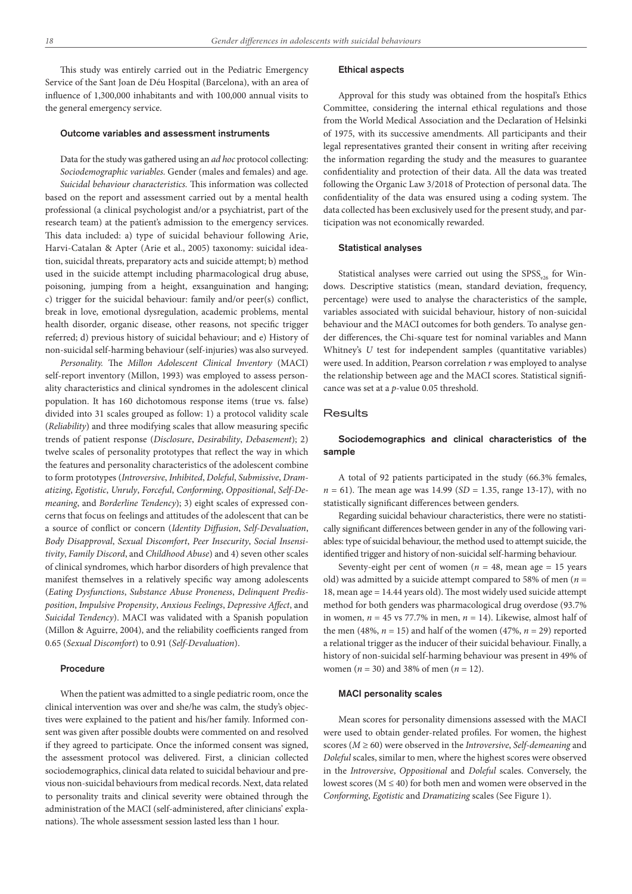This study was entirely carried out in the Pediatric Emergency Service of the Sant Joan de Déu Hospital (Barcelona), with an area of influence of 1,300,000 inhabitants and with 100,000 annual visits to the general emergency service.

### Outcome variables and assessment instruments

Data for the study was gathered using an *ad hoc* protocol collecting: *Sociodemographic variables.* Gender (males and females) and age.

*Suicidal behaviour characteristics.* This information was collected based on the report and assessment carried out by a mental health professional (a clinical psychologist and/or a psychiatrist, part of the research team) at the patient's admission to the emergency services. This data included: a) type of suicidal behaviour following Arie, Harvi-Catalan & Apter (Arie et al., 2005) taxonomy: suicidal ideation, suicidal threats, preparatory acts and suicide attempt; b) method used in the suicide attempt including pharmacological drug abuse, poisoning, jumping from a height, exsanguination and hanging; c) trigger for the suicidal behaviour: family and/or peer(s) conflict, break in love, emotional dysregulation, academic problems, mental health disorder, organic disease, other reasons, not specific trigger referred; d) previous history of suicidal behaviour; and e) History of non-suicidal self-harming behaviour (self-injuries) was also surveyed.

*Personality.* The *Millon Adolescent Clinical Inventory* (MACI) self-report inventory (Millon, 1993) was employed to assess personality characteristics and clinical syndromes in the adolescent clinical population. It has 160 dichotomous response items (true vs. false) divided into 31 scales grouped as follow: 1) a protocol validity scale (*Reliability*) and three modifying scales that allow measuring specific trends of patient response (*Disclosure*, *Desirability*, *Debasement*); 2) twelve scales of personality prototypes that reflect the way in which the features and personality characteristics of the adolescent combine to form prototypes (*Introversive*, *Inhibited*, *Doleful*, *Submissive*, *Dramatizing*, *Egotistic*, *Unruly*, *Forceful*, *Conforming*, *Oppositional*, *Self-Demeaning*, and *Borderline Tendency*); 3) eight scales of expressed concerns that focus on feelings and attitudes of the adolescent that can be a source of conflict or concern (*Identity Diffusion*, *Self-Devaluation*, *Body Disapproval*, *Sexual Discomfort*, *Peer Insecurity*, *Social Insensitivity*, *Family Discord*, and *Childhood Abuse*) and 4) seven other scales of clinical syndromes, which harbor disorders of high prevalence that manifest themselves in a relatively specific way among adolescents (*Eating Dysfunctions*, *Substance Abuse Proneness*, *Delinquent Predisposition*, *Impulsive Propensity*, *Anxious Feelings*, *Depressive Affect*, and *Suicidal Tendency*). MACI was validated with a Spanish population (Millon & Aguirre, 2004), and the reliability coefficients ranged from 0.65 (*Sexual Discomfort*) to 0.91 (*Self-Devaluation*).

### Procedure

When the patient was admitted to a single pediatric room, once the clinical intervention was over and she/he was calm, the study's objectives were explained to the patient and his/her family. Informed consent was given after possible doubts were commented on and resolved if they agreed to participate. Once the informed consent was signed, the assessment protocol was delivered. First, a clinician collected sociodemographics, clinical data related to suicidal behaviour and previous non-suicidal behaviours from medical records. Next, data related to personality traits and clinical severity were obtained through the administration of the MACI (self-administered, after clinicians' explanations). The whole assessment session lasted less than 1 hour.

### Ethical aspects

Approval for this study was obtained from the hospital's Ethics Committee, considering the internal ethical regulations and those from the World Medical Association and the Declaration of Helsinki of 1975, with its successive amendments. All participants and their legal representatives granted their consent in writing after receiving the information regarding the study and the measures to guarantee confidentiality and protection of their data. All the data was treated following the Organic Law 3/2018 of Protection of personal data. The confidentiality of the data was ensured using a coding system. The data collected has been exclusively used for the present study, and participation was not economically rewarded.

### Statistical analyses

Statistical analyses were carried out using the $SPSS_{v26}$ for Windows. Descriptive statistics (mean, standard deviation, frequency, percentage) were used to analyse the characteristics of the sample, variables associated with suicidal behaviour, history of non-suicidal behaviour and the MACI outcomes for both genders. To analyse gender differences, the Chi-square test for nominal variables and Mann Whitney's *U* test for independent samples (quantitative variables) were used. In addition, Pearson correlation *r* was employed to analyse the relationship between age and the MACI scores. Statistical significance was set at a *p*-value 0.05 threshold.

## Results

### Sociodemographics and clinical characteristics of the sample

A total of 92 patients participated in the study (66.3% females, $n = 61$). The mean age was 14.99 ($SD = 1.35$, range 13-17), with no statistically significant differences between genders.

Regarding suicidal behaviour characteristics, there were no statistically significant differences between gender in any of the following variables: type of suicidal behaviour, the method used to attempt suicide, the identified trigger and history of non-suicidal self-harming behaviour.

Seventy-eight per cent of women ($n = 48$, mean age = 15 years old) was admitted by a suicide attempt compared to 58% of men ($n = 18$, mean age = 14.44 years old). The most widely used suicide attempt method for both genders was pharmacological drug overdose (93.7% in women, $n = 45$ vs 77.7% in men, $n = 14$). Likewise, almost half of the men (48%, $n = 15$) and half of the women (47%, $n = 29$) reported a relational trigger as the inducer of their suicidal behaviour. Finally, a history of non-suicidal self-harming behaviour was present in 49% of women ($n = 30$) and 38% of men ($n = 12$).

### MACI personality scales

Mean scores for personality dimensions assessed with the MACI were used to obtain gender-related profiles. For women, the highest scores ($M \geq 60$) were observed in the *Introversive*, *Self-demeaning* and *Doleful* scales, similar to men, where the highest scores were observed in the *Introversive*, *Oppositional* and *Doleful* scales. Conversely, the lowest scores ($M \leq 40$) for both men and women were observed in the *Conforming*, *Egotistic* and *Dramatizing* scales (See Figure 1).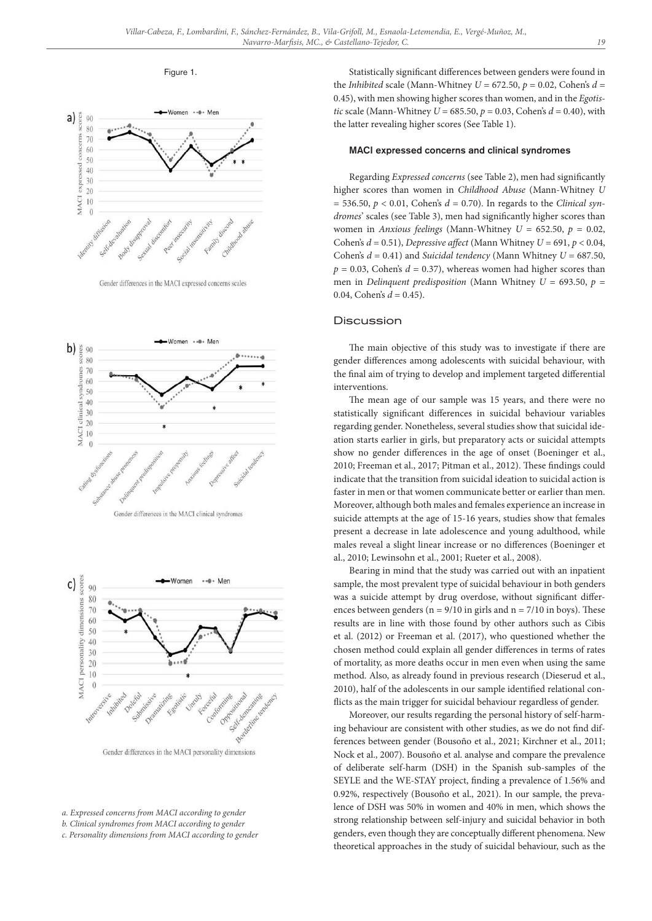Figure 1.

Gender differences in the MACI expressed concerns scales

Gender differences in the MACI clinical syndromes

Gender differences in the MACI personality dimensions

*a. Expressed concerns from MACI according to gender*
*b. Clinical syndromes from MACI according to gender*
*c. Personality dimensions from MACI according to gender*

Statistically significant differences between genders were found in the *Inhibited* scale (Mann-Whitney $U = 672.50$, $p = 0.02$, Cohen's $d = 0.45$), with men showing higher scores than women, and in the *Egotistic* scale (Mann-Whitney $U = 685.50$, $p = 0.03$, Cohen's $d = 0.40$), with the latter revealing higher scores (See Table 1).

### MACI expressed concerns and clinical syndromes

Regarding *Expressed concerns* (see Table 2), men had significantly higher scores than women in *Childhood Abuse* (Mann-Whitney $U = 536.50$, $p < 0.01$, Cohen's $d = 0.70$). In regards to the *Clinical syndromes*' scales (see Table 3), men had significantly higher scores than women in *Anxious feelings* (Mann-Whitney $U = 652.50$, $p = 0.02$, Cohen's $d = 0.51$), *Depressive affect* (Mann Whitney $U = 691$, $p < 0.04$, Cohen's $d = 0.41$) and *Suicidal tendency* (Mann Whitney $U = 687.50$, $p = 0.03$, Cohen's $d = 0.37$), whereas women had higher scores than men in *Delinquent predisposition* (Mann Whitney $U = 693.50$, $p = 0.04$, Cohen's $d = 0.45$).

## Discussion

The main objective of this study was to investigate if there are gender differences among adolescents with suicidal behaviour, with the final aim of trying to develop and implement targeted differential interventions.

The mean age of our sample was 15 years, and there were no statistically significant differences in suicidal behaviour variables regarding gender. Nonetheless, several studies show that suicidal ideation starts earlier in girls, but preparatory acts or suicidal attempts show no gender differences in the age of onset (Boeninger et al., 2010; Freeman et al., 2017; Pitman et al., 2012). These findings could indicate that the transition from suicidal ideation to suicidal action is faster in men or that women communicate better or earlier than men. Moreover, although both males and females experience an increase in suicide attempts at the age of 15-16 years, studies show that females present a decrease in late adolescence and young adulthood, while males reveal a slight linear increase or no differences (Boeninger et al., 2010; Lewinsohn et al., 2001; Rueter et al., 2008).

Bearing in mind that the study was carried out with an inpatient sample, the most prevalent type of suicidal behaviour in both genders was a suicide attempt by drug overdose, without significant differences between genders (n = 9/10 in girls and n = 7/10 in boys). These results are in line with those found by other authors such as Cibis et al. (2012) or Freeman et al. (2017), who questioned whether the chosen method could explain all gender differences in terms of rates of mortality, as more deaths occur in men even when using the same method. Also, as already found in previous research (Dieserud et al., 2010), half of the adolescents in our sample identified relational conflicts as the main trigger for suicidal behaviour regardless of gender.

Moreover, our results regarding the personal history of self-harming behaviour are consistent with other studies, as we do not find differences between gender (Bousoño et al., 2021; Kirchner et al., 2011; Nock et al., 2007). Bousoño et al. analyse and compare the prevalence of deliberate self-harm (DSH) in the Spanish sub-samples of the SEYLE and the WE-STAY project, finding a prevalence of 1.56% and 0.92%, respectively (Bousoño et al., 2021). In our sample, the prevalence of DSH was 50% in women and 40% in men, which shows the strong relationship between self-injury and suicidal behavior in both genders, even though they are conceptually different phenomena. New theoretical approaches in the study of suicidal behaviour, such as the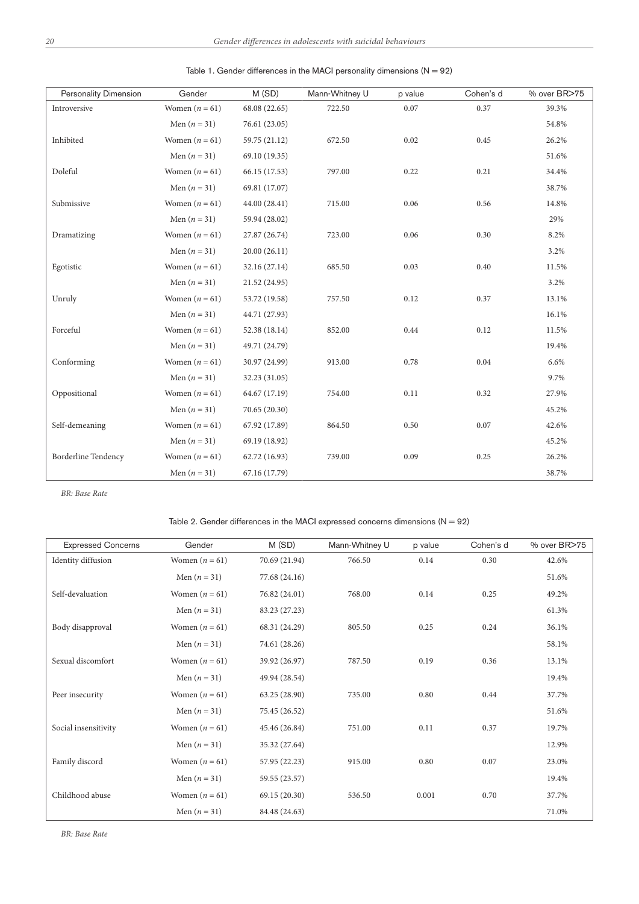Table 1. Gender differences in the MACI personality dimensions (N = 92)

| Personality Dimension | Gender | M (SD) | Mann-Whitney U | p value | Cohen's d | % over BR>75 |
|---|---|---|---|---|---|---|
| Introversive | Women ($n = 61$) | 68.08 (22.65) | 722.50 | 0.07 | 0.37 | 39.3% |
| | Men ($n = 31$) | 76.61 (23.05) | | | | 54.8% |
| Inhibited | Women ($n = 61$) | 59.75 (21.12) | 672.50 | 0.02 | 0.45 | 26.2% |
| | Men ($n = 31$) | 69.10 (19.35) | | | | 51.6% |
| Doleful | Women ($n = 61$) | 66.15 (17.53) | 797.00 | 0.22 | 0.21 | 34.4% |
| | Men ($n = 31$) | 69.81 (17.07) | | | | 38.7% |
| Submissive | Women ($n = 61$) | 44.00 (28.41) | 715.00 | 0.06 | 0.56 | 14.8% |
| | Men ($n = 31$) | 59.94 (28.02) | | | | 29% |
| Dramatizing | Women ($n = 61$) | 27.87 (26.74) | 723.00 | 0.06 | 0.30 | 8.2% |
| | Men ($n = 31$) | 20.00 (26.11) | | | | 3.2% |
| Egotistic | Women ($n = 61$) | 32.16 (27.14) | 685.50 | 0.03 | 0.40 | 11.5% |
| | Men ($n = 31$) | 21.52 (24.95) | | | | 3.2% |
| Unruly | Women ($n = 61$) | 53.72 (19.58) | 757.50 | 0.12 | 0.37 | 13.1% |
| | Men ($n = 31$) | 44.71 (27.93) | | | | 16.1% |
| Forceful | Women ($n = 61$) | 52.38 (18.14) | 852.00 | 0.44 | 0.12 | 11.5% |
| | Men ($n = 31$) | 49.71 (24.79) | | | | 19.4% |
| Conforming | Women ($n = 61$) | 30.97 (24.99) | 913.00 | 0.78 | 0.04 | 6.6% |
| | Men ($n = 31$) | 32.23 (31.05) | | | | 9.7% |
| Oppositional | Women ($n = 61$) | 64.67 (17.19) | 754.00 | 0.11 | 0.32 | 27.9% |
| | Men ($n = 31$) | 70.65 (20.30) | | | | 45.2% |
| Self-demeaning | Women ($n = 61$) | 67.92 (17.89) | 864.50 | 0.50 | 0.07 | 42.6% |
| | Men ($n = 31$) | 69.19 (18.92) | | | | 45.2% |
| Borderline Tendency | Women ($n = 61$) | 62.72 (16.93) | 739.00 | 0.09 | 0.25 | 26.2% |
| | Men ($n = 31$) | 67.16 (17.79) | | | | 38.7% |

*BR: Base Rate*

Table 2. Gender differences in the MACI expressed concerns dimensions (N = 92)

| Expressed Concerns | Gender | M (SD) | Mann-Whitney U | p value | Cohen's d | % over BR>75 |
|---|---|---|---|---|---|---|
| Identity diffusion | Women ($n = 61$) | 70.69 (21.94) | 766.50 | 0.14 | 0.30 | 42.6% |
| | Men ($n = 31$) | 77.68 (24.16) | | | | 51.6% |
| Self-devaluation | Women ($n = 61$) | 76.82 (24.01) | 768.00 | 0.14 | 0.25 | 49.2% |
| | Men ($n = 31$) | 83.23 (27.23) | | | | 61.3% |
| Body disapproval | Women ($n = 61$) | 68.31 (24.29) | 805.50 | 0.25 | 0.24 | 36.1% |
| | Men ($n = 31$) | 74.61 (28.26) | | | | 58.1% |
| Sexual discomfort | Women ($n = 61$) | 39.92 (26.97) | 787.50 | 0.19 | 0.36 | 13.1% |
| | Men ($n = 31$) | 49.94 (28.54) | | | | 19.4% |
| Peer insecurity | Women ($n = 61$) | 63.25 (28.90) | 735.00 | 0.80 | 0.44 | 37.7% |
| | Men ($n = 31$) | 75.45 (26.52) | | | | 51.6% |
| Social insensitivity | Women ($n = 61$) | 45.46 (26.84) | 751.00 | 0.11 | 0.37 | 19.7% |
| | Men ($n = 31$) | 35.32 (27.64) | | | | 12.9% |
| Family discord | Women ($n = 61$) | 57.95 (22.23) | 915.00 | 0.80 | 0.07 | 23.0% |
| | Men ($n = 31$) | 59.55 (23.57) | | | | 19.4% |
| Childhood abuse | Women ($n = 61$) | 69.15 (20.30) | 536.50 | 0.001 | 0.70 | 37.7% |
| | Men ($n = 31$) | 84.48 (24.63) | | | | 71.0% |

*BR: Base Rate*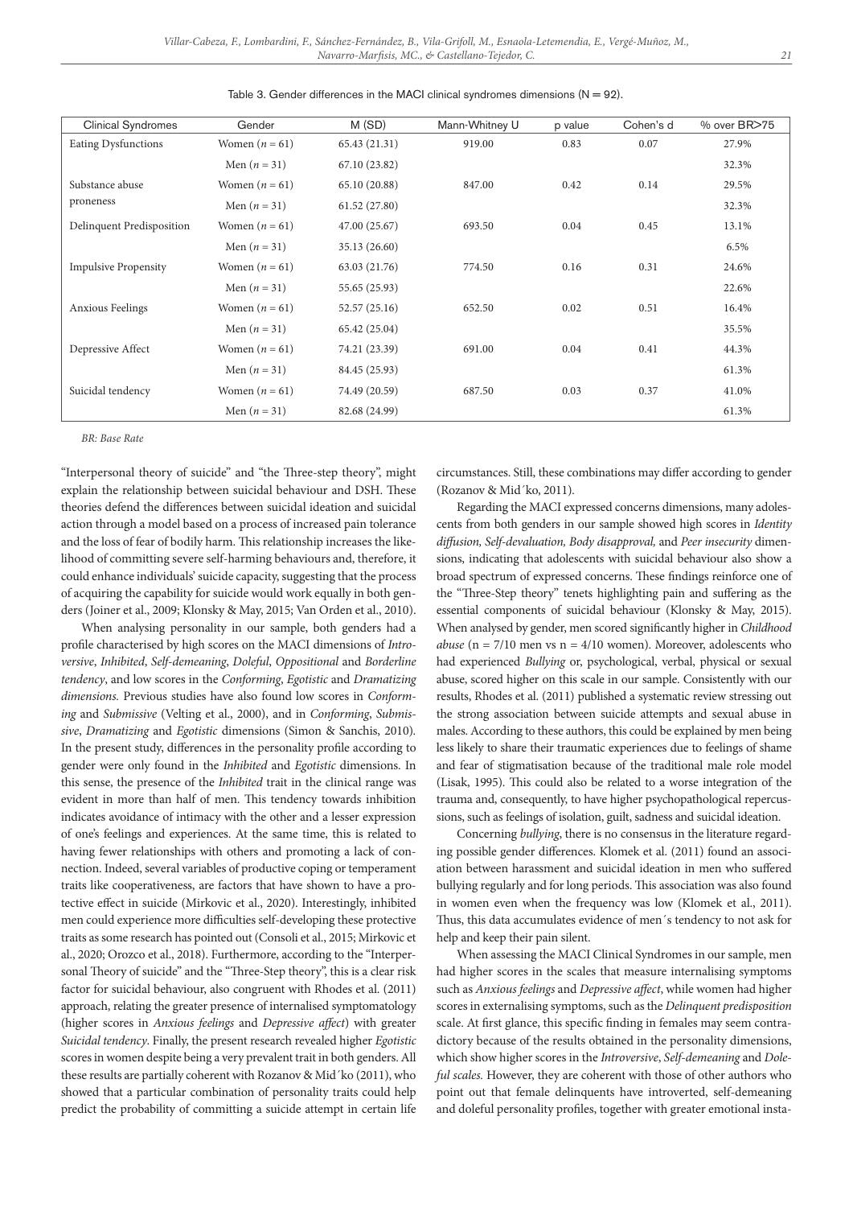Table 3. Gender differences in the MACI clinical syndromes dimensions (N = 92).

| Clinical Syndromes | Gender | M (SD) | Mann-Whitney U | p value | Cohen's d | % over BR>75 |
|---|---|---|---|---|---|---|
| Eating Dysfunctions | Women (*n* = 61) | 65.43 (21.31) | 919.00 | 0.83 | 0.07 | 27.9% |
| | Men (*n* = 31) | 67.10 (23.82) | | | | 32.3% |
| Substance abuse proneness | Women (*n* = 61) | 65.10 (20.88) | 847.00 | 0.42 | 0.14 | 29.5% |
| | Men (*n* = 31) | 61.52 (27.80) | | | | 32.3% |
| Delinquent Predisposition | Women (*n* = 61) | 47.00 (25.67) | 693.50 | 0.04 | 0.45 | 13.1% |
| | Men (*n* = 31) | 35.13 (26.60) | | | | 6.5% |
| Impulsive Propensity | Women (*n* = 61) | 63.03 (21.76) | 774.50 | 0.16 | 0.31 | 24.6% |
| | Men (*n* = 31) | 55.65 (25.93) | | | | 22.6% |
| Anxious Feelings | Women (*n* = 61) | 52.57 (25.16) | 652.50 | 0.02 | 0.51 | 16.4% |
| | Men (*n* = 31) | 65.42 (25.04) | | | | 35.5% |
| Depressive Affect | Women (*n* = 61) | 74.21 (23.39) | 691.00 | 0.04 | 0.41 | 44.3% |
| | Men (*n* = 31) | 84.45 (25.93) | | | | 61.3% |
| Suicidal tendency | Women (*n* = 61) | 74.49 (20.59) | 687.50 | 0.03 | 0.37 | 41.0% |
| | Men (*n* = 31) | 82.68 (24.99) | | | | 61.3% |

*BR: Base Rate*

"Interpersonal theory of suicide" and "the Three-step theory", might explain the relationship between suicidal behaviour and DSH. These theories defend the differences between suicidal ideation and suicidal action through a model based on a process of increased pain tolerance and the loss of fear of bodily harm. This relationship increases the likelihood of committing severe self-harming behaviours and, therefore, it could enhance individuals' suicide capacity, suggesting that the process of acquiring the capability for suicide would work equally in both genders (Joiner et al., 2009; Klonsky & May, 2015; Van Orden et al., 2010).

When analysing personality in our sample, both genders had a profile characterised by high scores on the MACI dimensions of *Introversive*, *Inhibited*, *Self-demeaning*, *Doleful*, *Oppositional* and *Borderline tendency*, and low scores in the *Conforming*, *Egotistic* and *Dramatizing dimensions.* Previous studies have also found low scores in *Conforming* and *Submissive* (Velting et al., 2000), and in *Conforming*, *Submissive*, *Dramatizing* and *Egotistic* dimensions (Simon & Sanchis, 2010). In the present study, differences in the personality profile according to gender were only found in the *Inhibited* and *Egotistic* dimensions. In this sense, the presence of the *Inhibited* trait in the clinical range was evident in more than half of men. This tendency towards inhibition indicates avoidance of intimacy with the other and a lesser expression of one's feelings and experiences. At the same time, this is related to having fewer relationships with others and promoting a lack of connection. Indeed, several variables of productive coping or temperament traits like cooperativeness, are factors that have shown to have a protective effect in suicide (Mirkovic et al., 2020). Interestingly, inhibited men could experience more difficulties self-developing these protective traits as some research has pointed out (Consoli et al., 2015; Mirkovic et al., 2020; Orozco et al., 2018). Furthermore, according to the "Interpersonal Theory of suicide" and the "Three-Step theory", this is a clear risk factor for suicidal behaviour, also congruent with Rhodes et al. (2011) approach, relating the greater presence of internalised symptomatology (higher scores in *Anxious feelings* and *Depressive affect*) with greater *Suicidal tendency*. Finally, the present research revealed higher *Egotistic* scores in women despite being a very prevalent trait in both genders. All these results are partially coherent with Rozanov & Mid´ko (2011), who showed that a particular combination of personality traits could help predict the probability of committing a suicide attempt in certain life circumstances. Still, these combinations may differ according to gender (Rozanov & Mid´ko, 2011).

Regarding the MACI expressed concerns dimensions, many adolescents from both genders in our sample showed high scores in *Identity diffusion, Self-devaluation, Body disapproval,* and *Peer insecurity* dimensions, indicating that adolescents with suicidal behaviour also show a broad spectrum of expressed concerns. These findings reinforce one of the "Three-Step theory" tenets highlighting pain and suffering as the essential components of suicidal behaviour (Klonsky & May, 2015). When analysed by gender, men scored significantly higher in *Childhood abuse* (n = 7/10 men vs n = 4/10 women). Moreover, adolescents who had experienced *Bullying* or, psychological, verbal, physical or sexual abuse, scored higher on this scale in our sample. Consistently with our results, Rhodes et al. (2011) published a systematic review stressing out the strong association between suicide attempts and sexual abuse in males. According to these authors, this could be explained by men being less likely to share their traumatic experiences due to feelings of shame and fear of stigmatisation because of the traditional male role model (Lisak, 1995). This could also be related to a worse integration of the trauma and, consequently, to have higher psychopathological repercussions, such as feelings of isolation, guilt, sadness and suicidal ideation.

Concerning *bullying*, there is no consensus in the literature regarding possible gender differences. Klomek et al. (2011) found an association between harassment and suicidal ideation in men who suffered bullying regularly and for long periods. This association was also found in women even when the frequency was low (Klomek et al., 2011). Thus, this data accumulates evidence of men´s tendency to not ask for help and keep their pain silent.

When assessing the MACI Clinical Syndromes in our sample, men had higher scores in the scales that measure internalising symptoms such as *Anxious feelings* and *Depressive affect*, while women had higher scores in externalising symptoms, such as the *Delinquent predisposition* scale. At first glance, this specific finding in females may seem contradictory because of the results obtained in the personality dimensions, which show higher scores in the *Introversive*, *Self-demeaning* and *Doleful scales.* However, they are coherent with those of other authors who point out that female delinquents have introverted, self-demeaning and doleful personality profiles, together with greater emotional insta-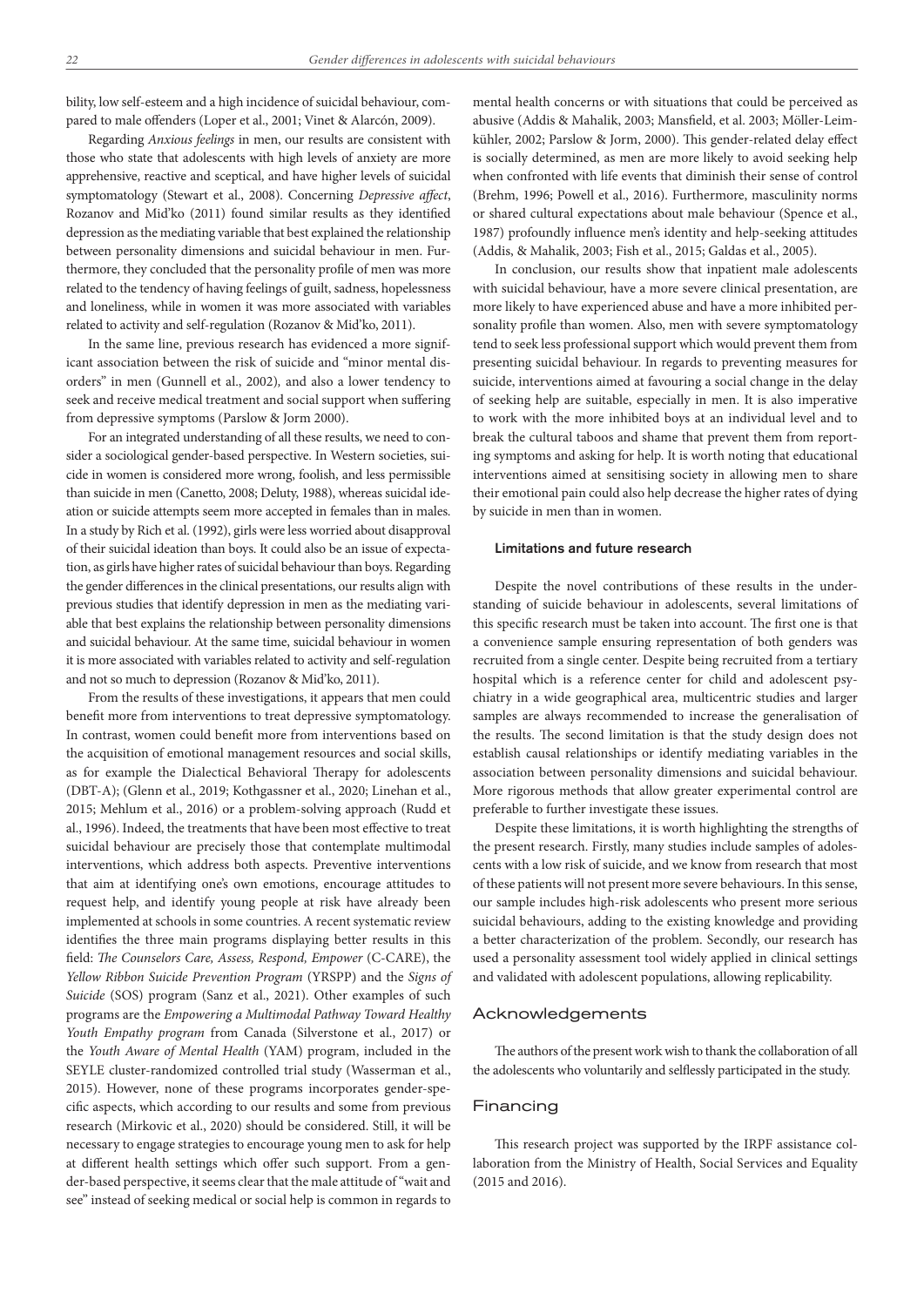bility, low self-esteem and a high incidence of suicidal behaviour, compared to male offenders (Loper et al., 2001; Vinet & Alarcón, 2009).

Regarding *Anxious feelings* in men, our results are consistent with those who state that adolescents with high levels of anxiety are more apprehensive, reactive and sceptical, and have higher levels of suicidal symptomatology (Stewart et al., 2008). Concerning *Depressive affect*, Rozanov and Mid'ko (2011) found similar results as they identified depression as the mediating variable that best explained the relationship between personality dimensions and suicidal behaviour in men. Furthermore, they concluded that the personality profile of men was more related to the tendency of having feelings of guilt, sadness, hopelessness and loneliness, while in women it was more associated with variables related to activity and self-regulation (Rozanov & Mid'ko, 2011).

In the same line, previous research has evidenced a more significant association between the risk of suicide and "minor mental disorders" in men (Gunnell et al., 2002), and also a lower tendency to seek and receive medical treatment and social support when suffering from depressive symptoms (Parslow & Jorm 2000).

For an integrated understanding of all these results, we need to consider a sociological gender-based perspective. In Western societies, suicide in women is considered more wrong, foolish, and less permissible than suicide in men (Canetto, 2008; Deluty, 1988), whereas suicidal ideation or suicide attempts seem more accepted in females than in males. In a study by Rich et al. (1992), girls were less worried about disapproval of their suicidal ideation than boys. It could also be an issue of expectation, as girls have higher rates of suicidal behaviour than boys. Regarding the gender differences in the clinical presentations, our results align with previous studies that identify depression in men as the mediating variable that best explains the relationship between personality dimensions and suicidal behaviour. At the same time, suicidal behaviour in women it is more associated with variables related to activity and self-regulation and not so much to depression (Rozanov & Mid'ko, 2011).

From the results of these investigations, it appears that men could benefit more from interventions to treat depressive symptomatology. In contrast, women could benefit more from interventions based on the acquisition of emotional management resources and social skills, as for example the Dialectical Behavioral Therapy for adolescents (DBT-A); (Glenn et al., 2019; Kothgassner et al., 2020; Linehan et al., 2015; Mehlum et al., 2016) or a problem-solving approach (Rudd et al., 1996). Indeed, the treatments that have been most effective to treat suicidal behaviour are precisely those that contemplate multimodal interventions, which address both aspects. Preventive interventions that aim at identifying one's own emotions, encourage attitudes to request help, and identify young people at risk have already been implemented at schools in some countries. A recent systematic review identifies the three main programs displaying better results in this field: *The Counselors Care, Assess, Respond, Empower* (C-CARE), the *Yellow Ribbon Suicide Prevention Program* (YRSPP) and the *Signs of Suicide* (SOS) program (Sanz et al., 2021). Other examples of such programs are the *Empowering a Multimodal Pathway Toward Healthy Youth Empathy program* from Canada (Silverstone et al., 2017) or the *Youth Aware of Mental Health* (YAM) program, included in the SEYLE cluster-randomized controlled trial study (Wasserman et al., 2015). However, none of these programs incorporates gender-specific aspects, which according to our results and some from previous research (Mirkovic et al., 2020) should be considered. Still, it will be necessary to engage strategies to encourage young men to ask for help at different health settings which offer such support. From a gender-based perspective, it seems clear that the male attitude of "wait and see" instead of seeking medical or social help is common in regards to mental health concerns or with situations that could be perceived as abusive (Addis & Mahalik, 2003; Mansfield, et al. 2003; Möller-Leimkühler, 2002; Parslow & Jorm, 2000). This gender-related delay effect is socially determined, as men are more likely to avoid seeking help when confronted with life events that diminish their sense of control (Brehm, 1996; Powell et al., 2016). Furthermore, masculinity norms or shared cultural expectations about male behaviour (Spence et al., 1987) profoundly influence men's identity and help-seeking attitudes (Addis, & Mahalik, 2003; Fish et al., 2015; Galdas et al., 2005).

In conclusion, our results show that inpatient male adolescents with suicidal behaviour, have a more severe clinical presentation, are more likely to have experienced abuse and have a more inhibited personality profile than women. Also, men with severe symptomatology tend to seek less professional support which would prevent them from presenting suicidal behaviour. In regards to preventing measures for suicide, interventions aimed at favouring a social change in the delay of seeking help are suitable, especially in men. It is also imperative to work with the more inhibited boys at an individual level and to break the cultural taboos and shame that prevent them from reporting symptoms and asking for help. It is worth noting that educational interventions aimed at sensitising society in allowing men to share their emotional pain could also help decrease the higher rates of dying by suicide in men than in women.

### Limitations and future research

Despite the novel contributions of these results in the understanding of suicide behaviour in adolescents, several limitations of this specific research must be taken into account. The first one is that a convenience sample ensuring representation of both genders was recruited from a single center. Despite being recruited from a tertiary hospital which is a reference center for child and adolescent psychiatry in a wide geographical area, multicentric studies and larger samples are always recommended to increase the generalisation of the results. The second limitation is that the study design does not establish causal relationships or identify mediating variables in the association between personality dimensions and suicidal behaviour. More rigorous methods that allow greater experimental control are preferable to further investigate these issues.

Despite these limitations, it is worth highlighting the strengths of the present research. Firstly, many studies include samples of adolescents with a low risk of suicide, and we know from research that most of these patients will not present more severe behaviours. In this sense, our sample includes high-risk adolescents who present more serious suicidal behaviours, adding to the existing knowledge and providing a better characterization of the problem. Secondly, our research has used a personality assessment tool widely applied in clinical settings and validated with adolescent populations, allowing replicability.

## Acknowledgements

The authors of the present work wish to thank the collaboration of all the adolescents who voluntarily and selflessly participated in the study.

## Financing

This research project was supported by the IRPF assistance collaboration from the Ministry of Health, Social Services and Equality (2015 and 2016).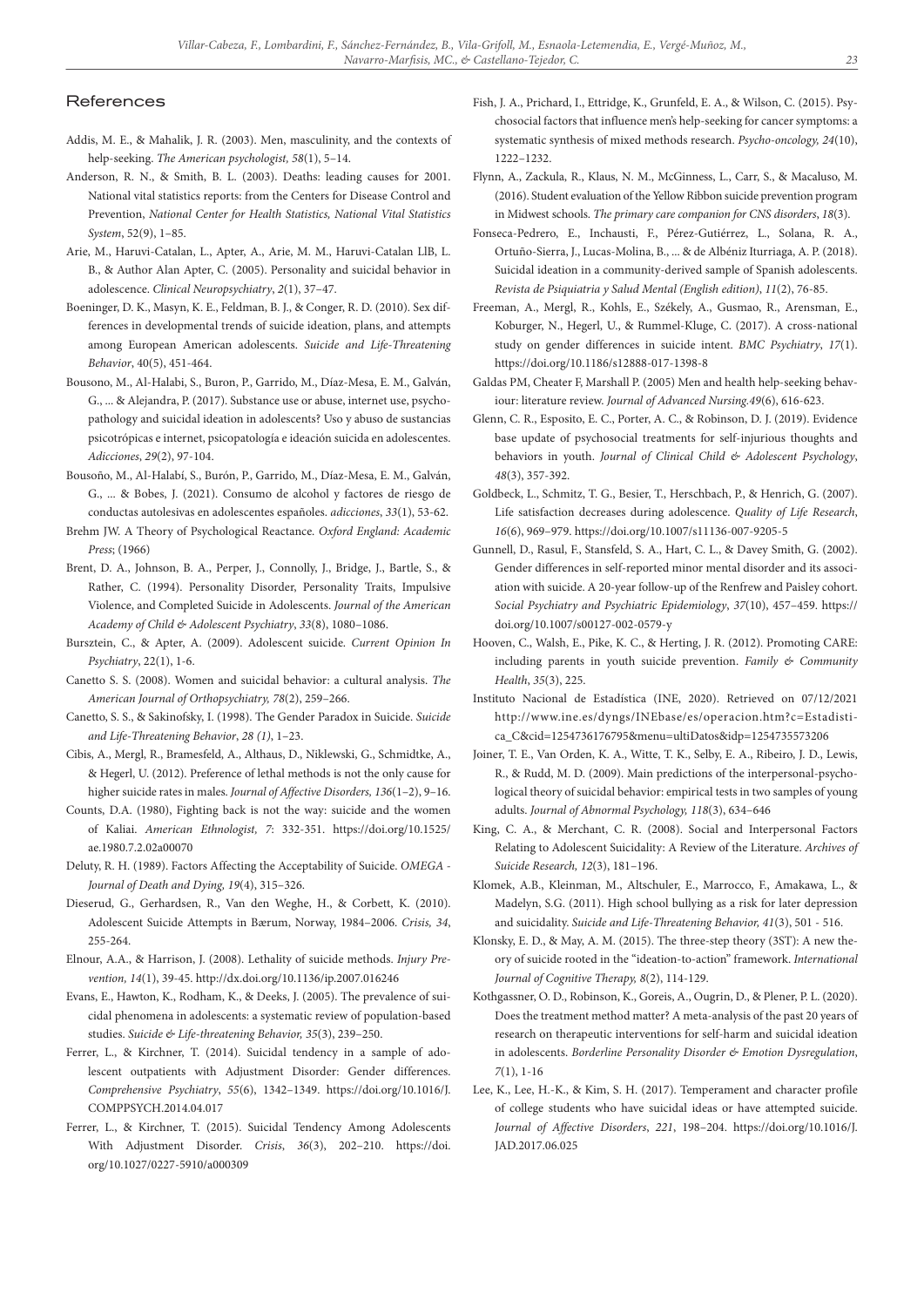## References

Addis, M. E., & Mahalik, J. R. (2003). Men, masculinity, and the contexts of help-seeking. *The American psychologist, 58*(1), 5–14.

Anderson, R. N., & Smith, B. L. (2003). Deaths: leading causes for 2001. National vital statistics reports: from the Centers for Disease Control and Prevention, *National Center for Health Statistics, National Vital Statistics System*, 52(9), 1–85.

Arie, M., Haruvi-Catalan, L., Apter, A., Arie, M. M., Haruvi-Catalan LlB, L. B., & Author Alan Apter, C. (2005). Personality and suicidal behavior in adolescence. *Clinical Neuropsychiatry*, *2*(1), 37–47.

Boeninger, D. K., Masyn, K. E., Feldman, B. J., & Conger, R. D. (2010). Sex differences in developmental trends of suicide ideation, plans, and attempts among European American adolescents. *Suicide and Life-Threatening Behavior*, 40(5), 451-464.

Bousono, M., Al-Halabi, S., Buron, P., Garrido, M., Díaz-Mesa, E. M., Galván, G., ... & Alejandra, P. (2017). Substance use or abuse, internet use, psychopathology and suicidal ideation in adolescents? Uso y abuso de sustancias psicotrópicas e internet, psicopatología e ideación suicida en adolescentes. *Adicciones*, *29*(2), 97-104.

Bousoño, M., Al-Halabí, S., Burón, P., Garrido, M., Díaz-Mesa, E. M., Galván, G., ... & Bobes, J. (2021). Consumo de alcohol y factores de riesgo de conductas autolesivas en adolescentes españoles. *adicciones*, *33*(1), 53-62.

Brehm JW. A Theory of Psychological Reactance. *Oxford England: Academic Press*; (1966)

Brent, D. A., Johnson, B. A., Perper, J., Connolly, J., Bridge, J., Bartle, S., & Rather, C. (1994). Personality Disorder, Personality Traits, Impulsive Violence, and Completed Suicide in Adolescents. *Journal of the American Academy of Child & Adolescent Psychiatry*, *33*(8), 1080–1086.

Bursztein, C., & Apter, A. (2009). Adolescent suicide. *Current Opinion In Psychiatry*, 22(1), 1-6.

Canetto S. S. (2008). Women and suicidal behavior: a cultural analysis. *The American Journal of Orthopsychiatry, 78*(2), 259–266.

Canetto, S. S., & Sakinofsky, I. (1998). The Gender Paradox in Suicide. *Suicide and Life-Threatening Behavior*, *28 (1)*, 1–23.

Cibis, A., Mergl, R., Bramesfeld, A., Althaus, D., Niklewski, G., Schmidtke, A., & Hegerl, U. (2012). Preference of lethal methods is not the only cause for higher suicide rates in males. *Journal of Affective Disorders, 136*(1–2), 9–16.

Counts, D.A. (1980), Fighting back is not the way: suicide and the women of Kaliai. *American Ethnologist, 7*: 332-351. https://doi.org/10.1525/ae.1980.7.2.02a00070

Deluty, R. H. (1989). Factors Affecting the Acceptability of Suicide. *OMEGA - Journal of Death and Dying, 19*(4), 315–326.

Dieserud, G., Gerhardsen, R., Van den Weghe, H., & Corbett, K. (2010). Adolescent Suicide Attempts in Bærum, Norway, 1984–2006. *Crisis*, *34*, 255-264.

Elnour, A.A., & Harrison, J. (2008). Lethality of suicide methods. *Injury Prevention, 14*(1), 39-45. http://dx.doi.org/10.1136/ip.2007.016246

Evans, E., Hawton, K., Rodham, K., & Deeks, J. (2005). The prevalence of suicidal phenomena in adolescents: a systematic review of population-based studies. *Suicide & Life-threatening Behavior, 35*(3), 239–250.

Ferrer, L., & Kirchner, T. (2014). Suicidal tendency in a sample of adolescent outpatients with Adjustment Disorder: Gender differences. *Comprehensive Psychiatry*, *55*(6), 1342–1349. https://doi.org/10.1016/J.COMPPSYCH.2014.04.017

Ferrer, L., & Kirchner, T. (2015). Suicidal Tendency Among Adolescents With Adjustment Disorder. *Crisis*, *36*(3), 202–210. https://doi.org/10.1027/0227-5910/a000309

Fish, J. A., Prichard, I., Ettridge, K., Grunfeld, E. A., & Wilson, C. (2015). Psychosocial factors that influence men's help-seeking for cancer symptoms: a systematic synthesis of mixed methods research. *Psycho-oncology, 24*(10), 1222–1232.

Flynn, A., Zackula, R., Klaus, N. M., McGinness, L., Carr, S., & Macaluso, M. (2016). Student evaluation of the Yellow Ribbon suicide prevention program in Midwest schools. *The primary care companion for CNS disorders*, *18*(3).

Fonseca-Pedrero, E., Inchausti, F., Pérez-Gutiérrez, L., Solana, R. A., Ortuño-Sierra, J., Lucas-Molina, B., ... & de Albéniz Iturriaga, A. P. (2018). Suicidal ideation in a community-derived sample of Spanish adolescents. *Revista de Psiquiatria y Salud Mental (English edition)*, *11*(2), 76-85.

Freeman, A., Mergl, R., Kohls, E., Székely, A., Gusmao, R., Arensman, E., Koburger, N., Hegerl, U., & Rummel-Kluge, C. (2017). A cross-national study on gender differences in suicide intent. *BMC Psychiatry*, *17*(1). https://doi.org/10.1186/s12888-017-1398-8

Galdas PM, Cheater F, Marshall P. (2005) Men and health help-seeking behaviour: literature review. *Journal of Advanced Nursing.49*(6), 616-623.

Glenn, C. R., Esposito, E. C., Porter, A. C., & Robinson, D. J. (2019). Evidence base update of psychosocial treatments for self-injurious thoughts and behaviors in youth. *Journal of Clinical Child & Adolescent Psychology*, *48*(3), 357-392.

Goldbeck, L., Schmitz, T. G., Besier, T., Herschbach, P., & Henrich, G. (2007). Life satisfaction decreases during adolescence. *Quality of Life Research*, *16*(6), 969–979. https://doi.org/10.1007/s11136-007-9205-5

Gunnell, D., Rasul, F., Stansfeld, S. A., Hart, C. L., & Davey Smith, G. (2002). Gender differences in self-reported minor mental disorder and its association with suicide. A 20-year follow-up of the Renfrew and Paisley cohort. *Social Psychiatry and Psychiatric Epidemiology*, *37*(10), 457–459. https://doi.org/10.1007/s00127-002-0579-y

Hooven, C., Walsh, E., Pike, K. C., & Herting, J. R. (2012). Promoting CARE: including parents in youth suicide prevention. *Family & Community Health*, *35*(3), 225.

Instituto Nacional de Estadística (INE, 2020). Retrieved on 07/12/2021 http://www.ine.es/dyngs/INEbase/es/operacion.htm?c=Estadistica_C&cid=1254736176795&menu=ultiDatos&idp=1254735573206

Joiner, T. E., Van Orden, K. A., Witte, T. K., Selby, E. A., Ribeiro, J. D., Lewis, R., & Rudd, M. D. (2009). Main predictions of the interpersonal-psychological theory of suicidal behavior: empirical tests in two samples of young adults. *Journal of Abnormal Psychology, 118*(3), 634–646

King, C. A., & Merchant, C. R. (2008). Social and Interpersonal Factors Relating to Adolescent Suicidality: A Review of the Literature. *Archives of Suicide Research, 12*(3), 181–196.

Klomek, A.B., Kleinman, M., Altschuler, E., Marrocco, F., Amakawa, L., & Madelyn, S.G. (2011). High school bullying as a risk for later depression and suicidality. *Suicide and Life-Threatening Behavior, 41*(3), 501 - 516.

Klonsky, E. D., & May, A. M. (2015). The three-step theory (3ST): A new theory of suicide rooted in the "ideation-to-action" framework. *International Journal of Cognitive Therapy, 8*(2), 114-129.

Kothgassner, O. D., Robinson, K., Goreis, A., Ougrin, D., & Plener, P. L. (2020). Does the treatment method matter? A meta-analysis of the past 20 years of research on therapeutic interventions for self-harm and suicidal ideation in adolescents. *Borderline Personality Disorder & Emotion Dysregulation*, *7*(1), 1-16

Lee, K., Lee, H.-K., & Kim, S. H. (2017). Temperament and character profile of college students who have suicidal ideas or have attempted suicide. *Journal of Affective Disorders*, *221*, 198–204. https://doi.org/10.1016/J.JAD.2017.06.025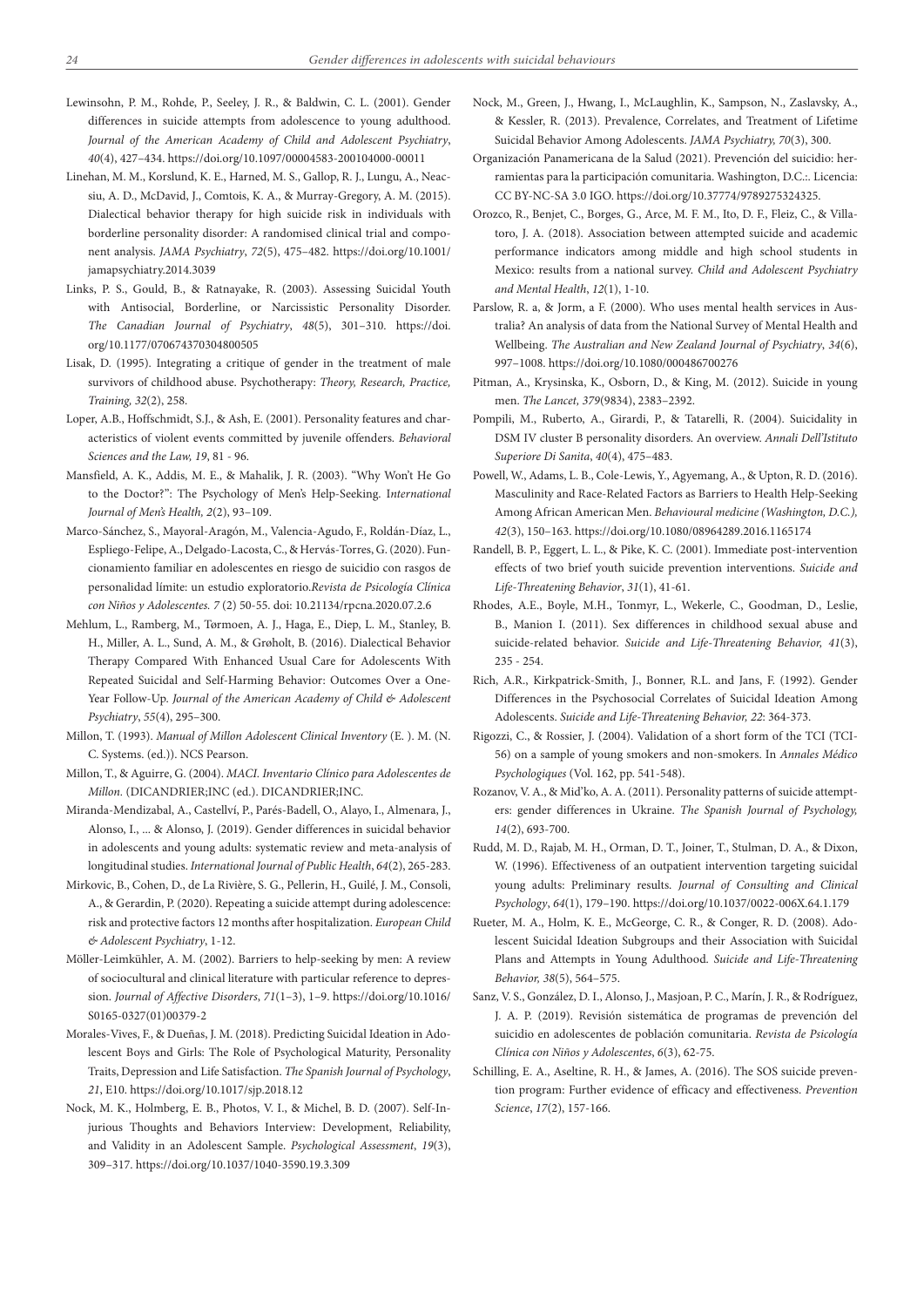Lewinsohn, P. M., Rohde, P., Seeley, J. R., & Baldwin, C. L. (2001). Gender differences in suicide attempts from adolescence to young adulthood. *Journal of the American Academy of Child and Adolescent Psychiatry*, *40*(4), 427–434. https://doi.org/10.1097/00004583-200104000-00011

Linehan, M. M., Korslund, K. E., Harned, M. S., Gallop, R. J., Lungu, A., Neacsiu, A. D., McDavid, J., Comtois, K. A., & Murray-Gregory, A. M. (2015). Dialectical behavior therapy for high suicide risk in individuals with borderline personality disorder: A randomised clinical trial and component analysis. *JAMA Psychiatry*, *72*(5), 475–482. https://doi.org/10.1001/jamapsychiatry.2014.3039

Links, P. S., Gould, B., & Ratnayake, R. (2003). Assessing Suicidal Youth with Antisocial, Borderline, or Narcissistic Personality Disorder. *The Canadian Journal of Psychiatry*, *48*(5), 301–310. https://doi.org/10.1177/070674370304800505

Lisak, D. (1995). Integrating a critique of gender in the treatment of male survivors of childhood abuse. Psychotherapy: *Theory, Research, Practice, Training, 32*(2), 258.

Loper, A.B., Hoffschmidt, S.J., & Ash, E. (2001). Personality features and characteristics of violent events committed by juvenile offenders. *Behavioral Sciences and the Law, 19*, 81 - 96.

Mansfield, A. K., Addis, M. E., & Mahalik, J. R. (2003). "Why Won't He Go to the Doctor?": The Psychology of Men's Help-Seeking. I*nternational Journal of Men's Health, 2*(2), 93–109.

Marco-Sánchez, S., Mayoral-Aragón, M., Valencia-Agudo, F., Roldán-Díaz, L., Espliego-Felipe, A., Delgado-Lacosta, C., & Hervás-Torres, G. (2020). Funcionamiento familiar en adolescentes en riesgo de suicidio con rasgos de personalidad límite: un estudio exploratorio.*Revista de Psicología Clínica con Niños y Adolescentes. 7* (2) 50-55. doi: 10.21134/rpcna.2020.07.2.6

Mehlum, L., Ramberg, M., Tørmoen, A. J., Haga, E., Diep, L. M., Stanley, B. H., Miller, A. L., Sund, A. M., & Grøholt, B. (2016). Dialectical Behavior Therapy Compared With Enhanced Usual Care for Adolescents With Repeated Suicidal and Self-Harming Behavior: Outcomes Over a One-Year Follow-Up. *Journal of the American Academy of Child & Adolescent Psychiatry*, *55*(4), 295–300.

Millon, T. (1993). *Manual of Millon Adolescent Clinical Inventory* (E. ). M. (N. C. Systems. (ed.)). NCS Pearson.

Millon, T., & Aguirre, G. (2004). *MACI. Inventario Clínico para Adolescentes de Millon.* (DICANDRIER;INC (ed.). DICANDRIER;INC.

Miranda-Mendizabal, A., Castellví, P., Parés-Badell, O., Alayo, I., Almenara, J., Alonso, I., ... & Alonso, J. (2019). Gender differences in suicidal behavior in adolescents and young adults: systematic review and meta-analysis of longitudinal studies. *International Journal of Public Health*, *64*(2), 265-283.

Mirkovic, B., Cohen, D., de La Rivière, S. G., Pellerin, H., Guilé, J. M., Consoli, A., & Gerardin, P. (2020). Repeating a suicide attempt during adolescence: risk and protective factors 12 months after hospitalization. *European Child & Adolescent Psychiatry*, 1-12.

Möller-Leimkühler, A. M. (2002). Barriers to help-seeking by men: A review of sociocultural and clinical literature with particular reference to depression. *Journal of Affective Disorders*, *71*(1–3), 1–9. https://doi.org/10.1016/S0165-0327(01)00379-2

Morales-Vives, F., & Dueñas, J. M. (2018). Predicting Suicidal Ideation in Adolescent Boys and Girls: The Role of Psychological Maturity, Personality Traits, Depression and Life Satisfaction. *The Spanish Journal of Psychology*, *21*, E10. https://doi.org/10.1017/sjp.2018.12

Nock, M. K., Holmberg, E. B., Photos, V. I., & Michel, B. D. (2007). Self-Injurious Thoughts and Behaviors Interview: Development, Reliability, and Validity in an Adolescent Sample. *Psychological Assessment*, *19*(3), 309–317. https://doi.org/10.1037/1040-3590.19.3.309

Nock, M., Green, J., Hwang, I., McLaughlin, K., Sampson, N., Zaslavsky, A., & Kessler, R. (2013). Prevalence, Correlates, and Treatment of Lifetime Suicidal Behavior Among Adolescents. *JAMA Psychiatry, 70*(3), 300.

Organización Panamericana de la Salud (2021). Prevención del suicidio: herramientas para la participación comunitaria. Washington, D.C.:. Licencia: CC BY-NC-SA 3.0 IGO. https://doi.org/10.37774/9789275324325.

Orozco, R., Benjet, C., Borges, G., Arce, M. F. M., Ito, D. F., Fleiz, C., & Villatoro, J. A. (2018). Association between attempted suicide and academic performance indicators among middle and high school students in Mexico: results from a national survey. *Child and Adolescent Psychiatry and Mental Health*, *12*(1), 1-10.

Parslow, R. a, & Jorm, a F. (2000). Who uses mental health services in Australia? An analysis of data from the National Survey of Mental Health and Wellbeing. *The Australian and New Zealand Journal of Psychiatry*, *34*(6), 997–1008. https://doi.org/10.1080/000486700276

Pitman, A., Krysinska, K., Osborn, D., & King, M. (2012). Suicide in young men. *The Lancet*, *379*(9834), 2383–2392.

Pompili, M., Ruberto, A., Girardi, P., & Tatarelli, R. (2004). Suicidality in DSM IV cluster B personality disorders. An overview. *Annali Dell'Istituto Superiore Di Sanita*, *40*(4), 475–483.

Powell, W., Adams, L. B., Cole-Lewis, Y., Agyemang, A., & Upton, R. D. (2016). Masculinity and Race-Related Factors as Barriers to Health Help-Seeking Among African American Men. *Behavioural medicine (Washington, D.C.), 42*(3), 150–163. https://doi.org/10.1080/08964289.2016.1165174

Randell, B. P., Eggert, L. L., & Pike, K. C. (2001). Immediate post-intervention effects of two brief youth suicide prevention interventions. *Suicide and Life-Threatening Behavior*, *31*(1), 41-61.

Rhodes, A.E., Boyle, M.H., Tonmyr, L., Wekerle, C., Goodman, D., Leslie, B., Manion I. (2011). Sex differences in childhood sexual abuse and suicide-related behavior. *Suicide and Life-Threatening Behavior, 41*(3), 235 - 254.

Rich, A.R., Kirkpatrick-Smith, J., Bonner, R.L. and Jans, F. (1992). Gender Differences in the Psychosocial Correlates of Suicidal Ideation Among Adolescents. *Suicide and Life-Threatening Behavior, 22*: 364-373.

Rigozzi, C., & Rossier, J. (2004). Validation of a short form of the TCI (TCI-56) on a sample of young smokers and non-smokers. In *Annales Médico Psychologiques* (Vol. 162, pp. 541-548).

Rozanov, V. A., & Mid'ko, A. A. (2011). Personality patterns of suicide attempters: gender differences in Ukraine. *The Spanish Journal of Psychology, 14*(2), 693-700.

Rudd, M. D., Rajab, M. H., Orman, D. T., Joiner, T., Stulman, D. A., & Dixon, W. (1996). Effectiveness of an outpatient intervention targeting suicidal young adults: Preliminary results. *Journal of Consulting and Clinical Psychology*, *64*(1), 179–190. https://doi.org/10.1037/0022-006X.64.1.179

Rueter, M. A., Holm, K. E., McGeorge, C. R., & Conger, R. D. (2008). Adolescent Suicidal Ideation Subgroups and their Association with Suicidal Plans and Attempts in Young Adulthood. *Suicide and Life-Threatening Behavior, 38*(5), 564–575.

Sanz, V. S., González, D. I., Alonso, J., Masjoan, P. C., Marín, J. R., & Rodríguez, J. A. P. (2019). Revisión sistemática de programas de prevención del suicidio en adolescentes de población comunitaria. *Revista de Psicología Clínica con Niños y Adolescentes*, *6*(3), 62-75.

Schilling, E. A., Aseltine, R. H., & James, A. (2016). The SOS suicide prevention program: Further evidence of efficacy and effectiveness. *Prevention Science*, *17*(2), 157-166.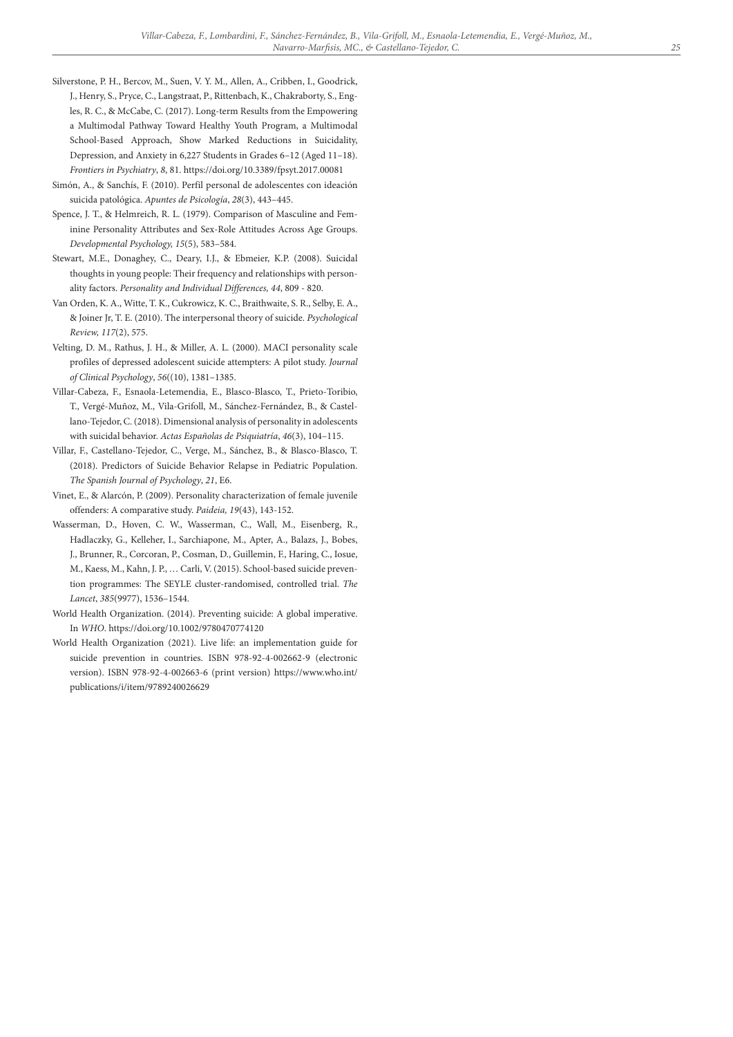Silverstone, P. H., Bercov, M., Suen, V. Y. M., Allen, A., Cribben, I., Goodrick, J., Henry, S., Pryce, C., Langstraat, P., Rittenbach, K., Chakraborty, S., Engles, R. C., & McCabe, C. (2017). Long-term Results from the Empowering a Multimodal Pathway Toward Healthy Youth Program, a Multimodal School-Based Approach, Show Marked Reductions in Suicidality, Depression, and Anxiety in 6,227 Students in Grades 6–12 (Aged 11–18). *Frontiers in Psychiatry*, *8*, 81. https://doi.org/10.3389/fpsyt.2017.00081

Simón, A., & Sanchís, F. (2010). Perfil personal de adolescentes con ideación suicida patológica. *Apuntes de Psicología*, *28*(3), 443–445.

Spence, J. T., & Helmreich, R. L. (1979). Comparison of Masculine and Feminine Personality Attributes and Sex-Role Attitudes Across Age Groups. *Developmental Psychology, 15*(5), 583–584.

Stewart, M.E., Donaghey, C., Deary, I.J., & Ebmeier, K.P. (2008). Suicidal thoughts in young people: Their frequency and relationships with personality factors. *Personality and Individual Differences, 44*, 809 - 820.

Van Orden, K. A., Witte, T. K., Cukrowicz, K. C., Braithwaite, S. R., Selby, E. A., & Joiner Jr, T. E. (2010). The interpersonal theory of suicide. *Psychological Review, 117*(2), 575.

Velting, D. M., Rathus, J. H., & Miller, A. L. (2000). MACI personality scale profiles of depressed adolescent suicide attempters: A pilot study. *Journal of Clinical Psychology*, *56*((10), 1381–1385.

Villar-Cabeza, F., Esnaola-Letemendia, E., Blasco-Blasco, T., Prieto-Toribio, T., Vergé-Muñoz, M., Vila-Grifoll, M., Sánchez-Fernández, B., & Castellano-Tejedor, C. (2018). Dimensional analysis of personality in adolescents with suicidal behavior. *Actas Españolas de Psiquiatría*, *46*(3), 104–115.

Villar, F., Castellano-Tejedor, C., Verge, M., Sánchez, B., & Blasco-Blasco, T. (2018). Predictors of Suicide Behavior Relapse in Pediatric Population. *The Spanish Journal of Psychology*, *21*, E6.

Vinet, E., & Alarcón, P. (2009). Personality characterization of female juvenile offenders: A comparative study. *Paideia, 19*(43), 143-152.

Wasserman, D., Hoven, C. W., Wasserman, C., Wall, M., Eisenberg, R., Hadlaczky, G., Kelleher, I., Sarchiapone, M., Apter, A., Balazs, J., Bobes, J., Brunner, R., Corcoran, P., Cosman, D., Guillemin, F., Haring, C., Iosue, M., Kaess, M., Kahn, J. P., … Carli, V. (2015). School-based suicide prevention programmes: The SEYLE cluster-randomised, controlled trial. *The Lancet*, *385*(9977), 1536–1544.

World Health Organization. (2014). Preventing suicide: A global imperative. In *WHO*. https://doi.org/10.1002/9780470774120

World Health Organization (2021). Live life: an implementation guide for suicide prevention in countries. ISBN 978-92-4-002662-9 (electronic version). ISBN 978-92-4-002663-6 (print version) https://www.who.int/publications/i/item/9789240026629